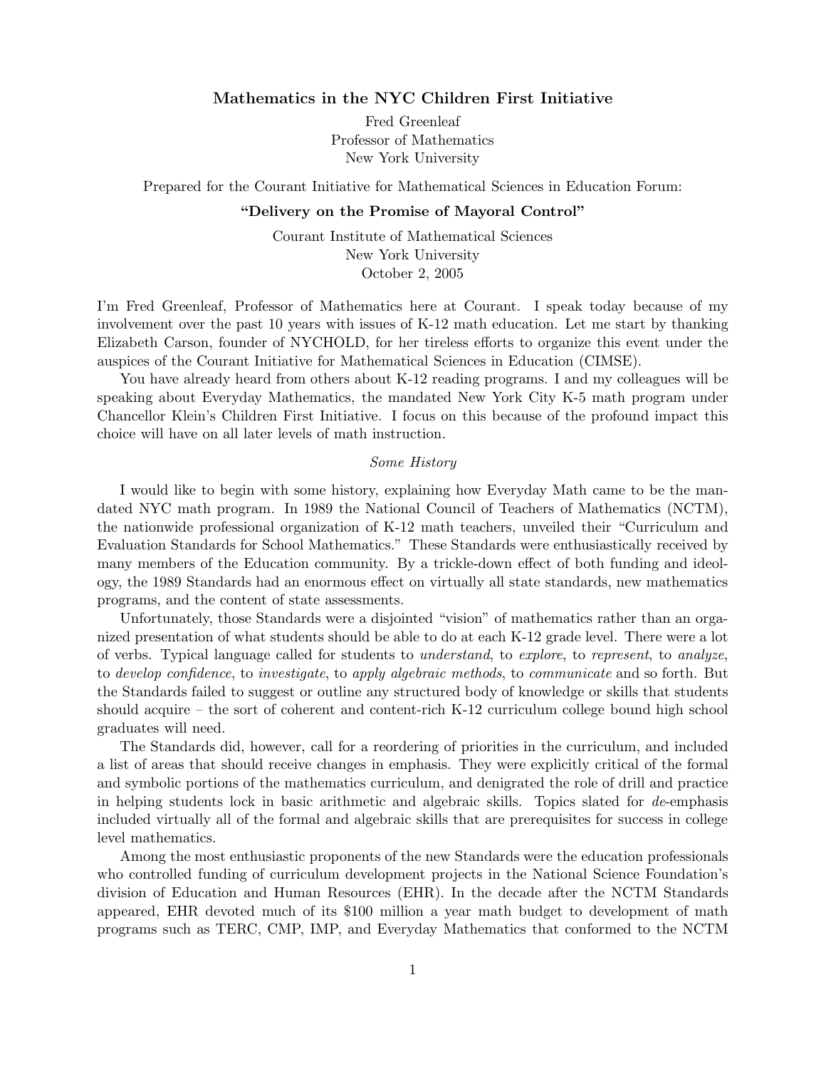# Mathematics in the NYC Children First Initiative

Fred Greenleaf
Professor of Mathematics
New York University

Prepared for the Courant Initiative for Mathematical Sciences in Education Forum:

**"Delivery on the Promise of Mayoral Control"**

Courant Institute of Mathematical Sciences
New York University
October 2, 2005

I'm Fred Greenleaf, Professor of Mathematics here at Courant. I speak today because of my involvement over the past 10 years with issues of K-12 math education. Let me start by thanking Elizabeth Carson, founder of NYCHOLD, for her tireless efforts to organize this event under the auspices of the Courant Initiative for Mathematical Sciences in Education (CIMSE).

You have already heard from others about K-12 reading programs. I and my colleagues will be speaking about Everyday Mathematics, the mandated New York City K-5 math program under Chancellor Klein's Children First Initiative. I focus on this because of the profound impact this choice will have on all later levels of math instruction.

*Some History*

I would like to begin with some history, explaining how Everyday Math came to be the mandated NYC math program. In 1989 the National Council of Teachers of Mathematics (NCTM), the nationwide professional organization of K-12 math teachers, unveiled their "Curriculum and Evaluation Standards for School Mathematics." These Standards were enthusiastically received by many members of the Education community. By a trickle-down effect of both funding and ideology, the 1989 Standards had an enormous effect on virtually all state standards, new mathematics programs, and the content of state assessments.

Unfortunately, those Standards were a disjointed "vision" of mathematics rather than an organized presentation of what students should be able to do at each K-12 grade level. There were a lot of verbs. Typical language called for students to *understand*, to *explore*, to *represent*, to *analyze*, to *develop confidence*, to *investigate*, to *apply algebraic methods*, to *communicate* and so forth. But the Standards failed to suggest or outline any structured body of knowledge or skills that students should acquire – the sort of coherent and content-rich K-12 curriculum college bound high school graduates will need.

The Standards did, however, call for a reordering of priorities in the curriculum, and included a list of areas that should receive changes in emphasis. They were explicitly critical of the formal and symbolic portions of the mathematics curriculum, and denigrated the role of drill and practice in helping students lock in basic arithmetic and algebraic skills. Topics slated for *de*-emphasis included virtually all of the formal and algebraic skills that are prerequisites for success in college level mathematics.

Among the most enthusiastic proponents of the new Standards were the education professionals who controlled funding of curriculum development projects in the National Science Foundation's division of Education and Human Resources (EHR). In the decade after the NCTM Standards appeared, EHR devoted much of its $100 million a year math budget to development of math programs such as TERC, CMP, IMP, and Everyday Mathematics that conformed to the NCTM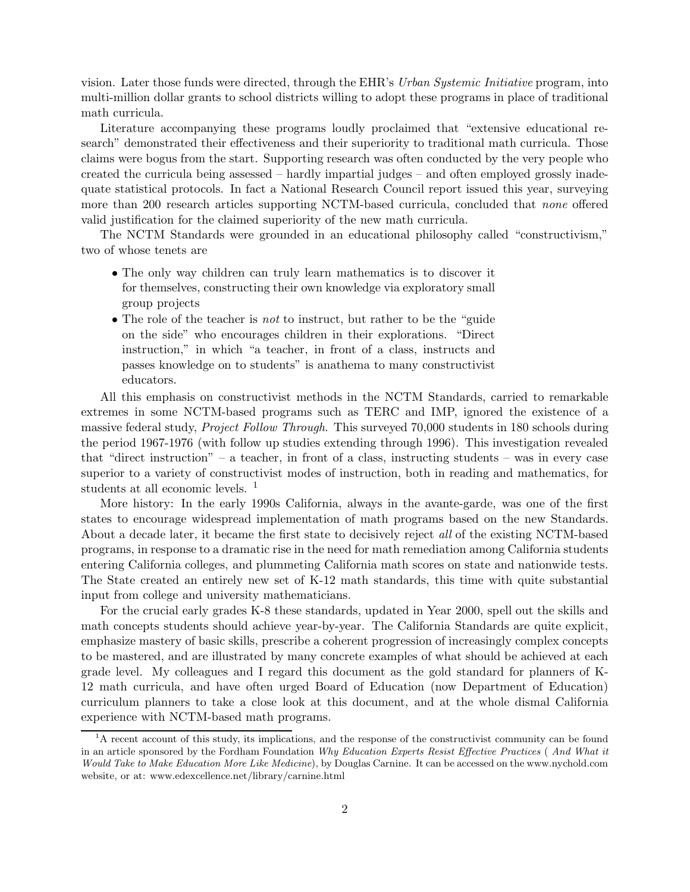vision. Later those funds were directed, through the EHR's *Urban Systemic Initiative* program, into multi-million dollar grants to school districts willing to adopt these programs in place of traditional math curricula.

Literature accompanying these programs loudly proclaimed that "extensive educational research" demonstrated their effectiveness and their superiority to traditional math curricula. Those claims were bogus from the start. Supporting research was often conducted by the very people who created the curricula being assessed – hardly impartial judges – and often employed grossly inadequate statistical protocols. In fact a National Research Council report issued this year, surveying more than 200 research articles supporting NCTM-based curricula, concluded that *none* offered valid justification for the claimed superiority of the new math curricula.

The NCTM Standards were grounded in an educational philosophy called "constructivism," two of whose tenets are

- The only way children can truly learn mathematics is to discover it for themselves, constructing their own knowledge via exploratory small group projects
- The role of the teacher is *not* to instruct, but rather to be the "guide on the side" who encourages children in their explorations. "Direct instruction," in which "a teacher, in front of a class, instructs and passes knowledge on to students" is anathema to many constructivist educators.

All this emphasis on constructivist methods in the NCTM Standards, carried to remarkable extremes in some NCTM-based programs such as TERC and IMP, ignored the existence of a massive federal study, *Project Follow Through*. This surveyed 70,000 students in 180 schools during the period 1967-1976 (with follow up studies extending through 1996). This investigation revealed that "direct instruction" – a teacher, in front of a class, instructing students – was in every case superior to a variety of constructivist modes of instruction, both in reading and mathematics, for students at all economic levels. [1]

More history: In the early 1990s California, always in the avante-garde, was one of the first states to encourage widespread implementation of math programs based on the new Standards. About a decade later, it became the first state to decisively reject *all* of the existing NCTM-based programs, in response to a dramatic rise in the need for math remediation among California students entering California colleges, and plummeting California math scores on state and nationwide tests. The State created an entirely new set of K-12 math standards, this time with quite substantial input from college and university mathematicians.

For the crucial early grades K-8 these standards, updated in Year 2000, spell out the skills and math concepts students should achieve year-by-year. The California Standards are quite explicit, emphasize mastery of basic skills, prescribe a coherent progression of increasingly complex concepts to be mastered, and are illustrated by many concrete examples of what should be achieved at each grade level. My colleagues and I regard this document as the gold standard for planners of K-12 math curricula, and have often urged Board of Education (now Department of Education) curriculum planners to take a close look at this document, and at the whole dismal California experience with NCTM-based math programs.

---

[1] A recent account of this study, its implications, and the response of the constructivist community can be found in an article sponsored by the Fordham Foundation *Why Education Experts Resist Effective Practices ( And What it Would Take to Make Education More Like Medicine)*, by Douglas Carnine. It can be accessed on the www.nychold.com website, or at: www.edexcellence.net/library/carnine.html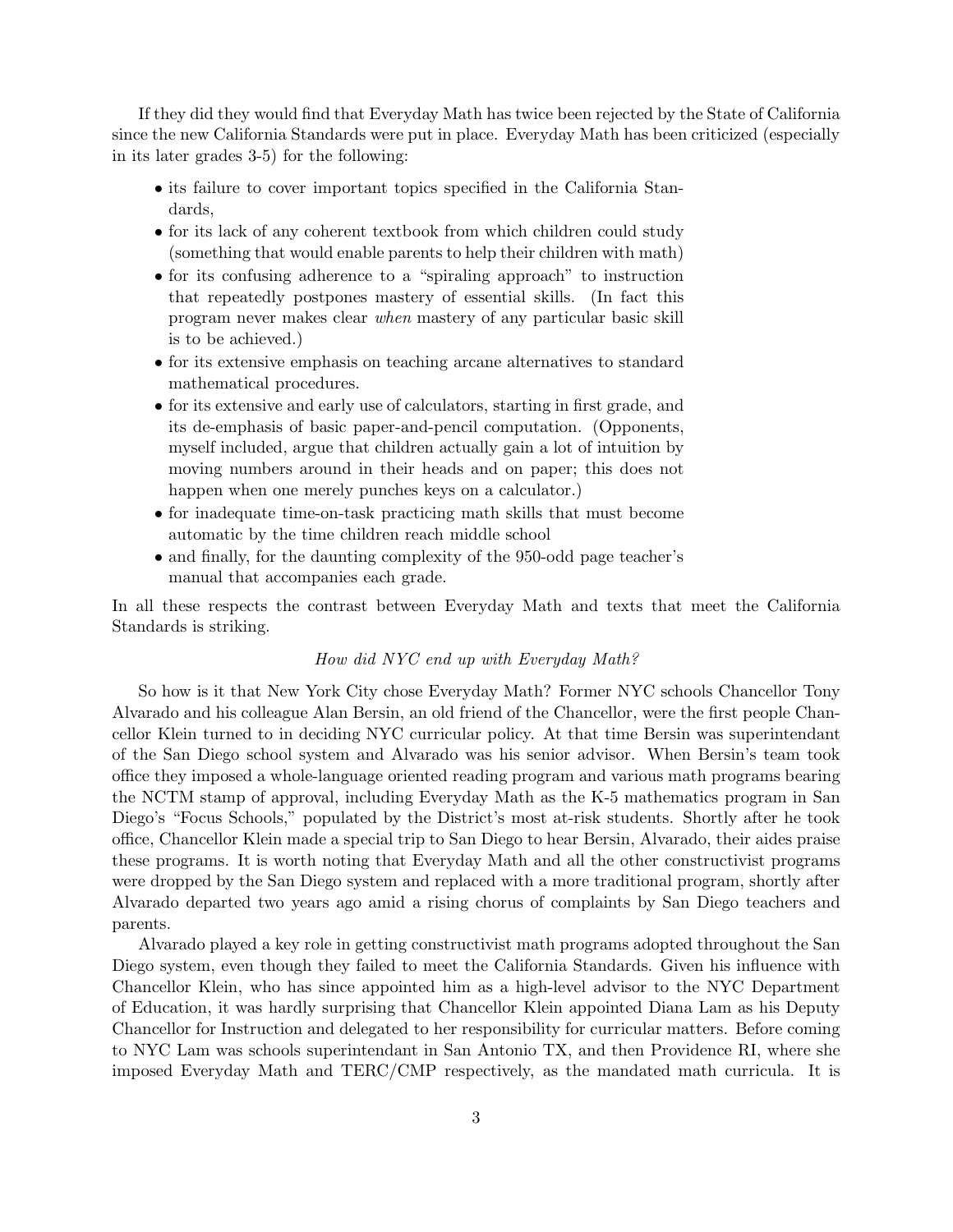If they did they would find that Everyday Math has twice been rejected by the State of California since the new California Standards were put in place. Everyday Math has been criticized (especially in its later grades 3-5) for the following:

- its failure to cover important topics specified in the California Standards,
- for its lack of any coherent textbook from which children could study (something that would enable parents to help their children with math)
- for its confusing adherence to a "spiraling approach" to instruction that repeatedly postpones mastery of essential skills. (In fact this program never makes clear *when* mastery of any particular basic skill is to be achieved.)
- for its extensive emphasis on teaching arcane alternatives to standard mathematical procedures.
- for its extensive and early use of calculators, starting in first grade, and its de-emphasis of basic paper-and-pencil computation. (Opponents, myself included, argue that children actually gain a lot of intuition by moving numbers around in their heads and on paper; this does not happen when one merely punches keys on a calculator.)
- for inadequate time-on-task practicing math skills that must become automatic by the time children reach middle school
- and finally, for the daunting complexity of the 950-odd page teacher's manual that accompanies each grade.

In all these respects the contrast between Everyday Math and texts that meet the California Standards is striking.

*How did NYC end up with Everyday Math?*

So how is it that New York City chose Everyday Math? Former NYC schools Chancellor Tony Alvarado and his colleague Alan Bersin, an old friend of the Chancellor, were the first people Chancellor Klein turned to in deciding NYC curricular policy. At that time Bersin was superintendant of the San Diego school system and Alvarado was his senior advisor. When Bersin's team took office they imposed a whole-language oriented reading program and various math programs bearing the NCTM stamp of approval, including Everyday Math as the K-5 mathematics program in San Diego's "Focus Schools," populated by the District's most at-risk students. Shortly after he took office, Chancellor Klein made a special trip to San Diego to hear Bersin, Alvarado, their aides praise these programs. It is worth noting that Everyday Math and all the other constructivist programs were dropped by the San Diego system and replaced with a more traditional program, shortly after Alvarado departed two years ago amid a rising chorus of complaints by San Diego teachers and parents.

Alvarado played a key role in getting constructivist math programs adopted throughout the San Diego system, even though they failed to meet the California Standards. Given his influence with Chancellor Klein, who has since appointed him as a high-level advisor to the NYC Department of Education, it was hardly surprising that Chancellor Klein appointed Diana Lam as his Deputy Chancellor for Instruction and delegated to her responsibility for curricular matters. Before coming to NYC Lam was schools superintendant in San Antonio TX, and then Providence RI, where she imposed Everyday Math and TERC/CMP respectively, as the mandated math curricula. It is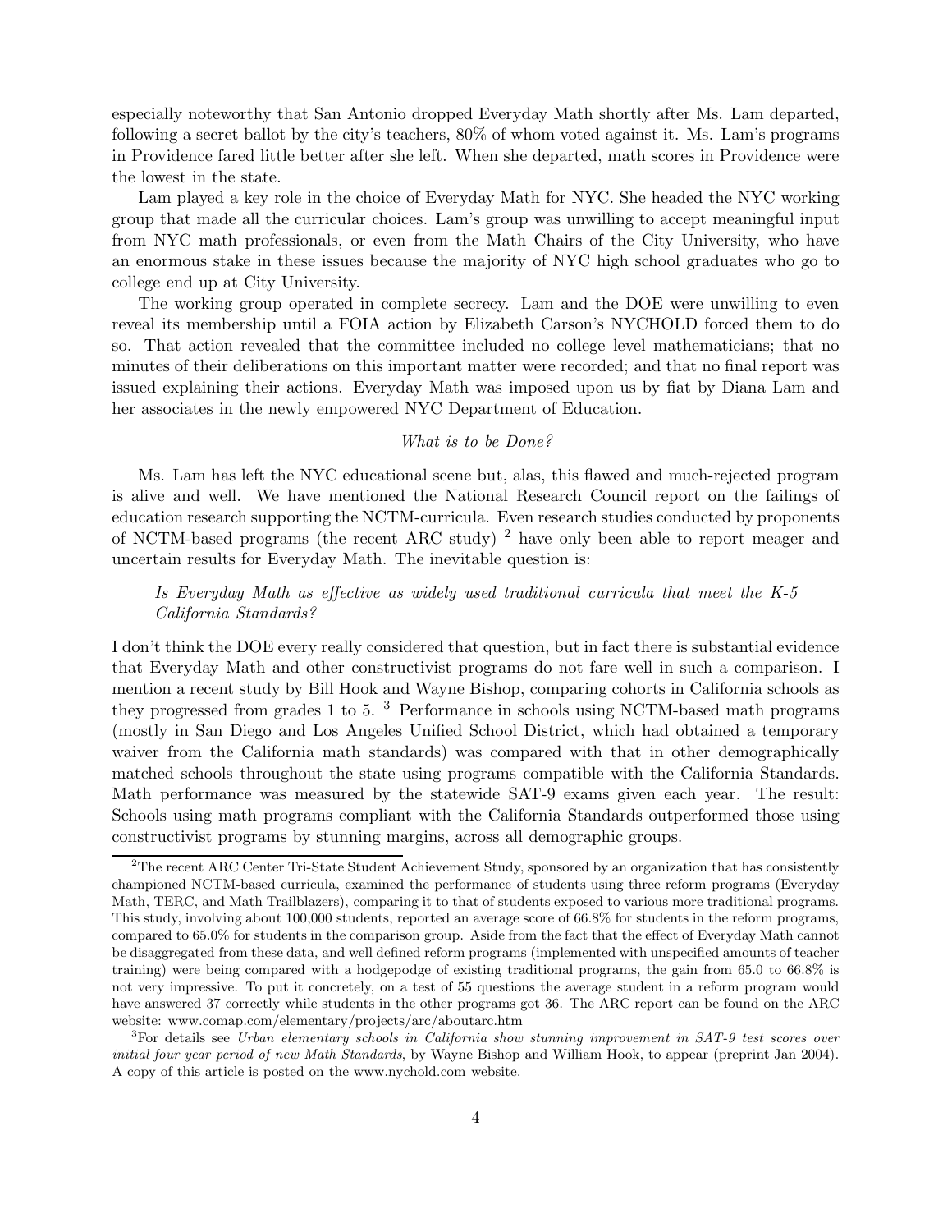especially noteworthy that San Antonio dropped Everyday Math shortly after Ms. Lam departed, following a secret ballot by the city's teachers, 80% of whom voted against it. Ms. Lam's programs in Providence fared little better after she left. When she departed, math scores in Providence were the lowest in the state.

Lam played a key role in the choice of Everyday Math for NYC. She headed the NYC working group that made all the curricular choices. Lam's group was unwilling to accept meaningful input from NYC math professionals, or even from the Math Chairs of the City University, who have an enormous stake in these issues because the majority of NYC high school graduates who go to college end up at City University.

The working group operated in complete secrecy. Lam and the DOE were unwilling to even reveal its membership until a FOIA action by Elizabeth Carson's NYCHOLD forced them to do so. That action revealed that the committee included no college level mathematicians; that no minutes of their deliberations on this important matter were recorded; and that no final report was issued explaining their actions. Everyday Math was imposed upon us by fiat by Diana Lam and her associates in the newly empowered NYC Department of Education.

*What is to be Done?*

Ms. Lam has left the NYC educational scene but, alas, this flawed and much-rejected program is alive and well. We have mentioned the National Research Council report on the failings of education research supporting the NCTM-curricula. Even research studies conducted by proponents of NCTM-based programs (the recent ARC study) [2] have only been able to report meager and uncertain results for Everyday Math. The inevitable question is:

> *Is Everyday Math as effective as widely used traditional curricula that meet the K-5 California Standards?*

I don't think the DOE every really considered that question, but in fact there is substantial evidence that Everyday Math and other constructivist programs do not fare well in such a comparison. I mention a recent study by Bill Hook and Wayne Bishop, comparing cohorts in California schools as they progressed from grades 1 to 5. [3] Performance in schools using NCTM-based math programs (mostly in San Diego and Los Angeles Unified School District, which had obtained a temporary waiver from the California math standards) was compared with that in other demographically matched schools throughout the state using programs compatible with the California Standards. Math performance was measured by the statewide SAT-9 exams given each year. The result: Schools using math programs compliant with the California Standards outperformed those using constructivist programs by stunning margins, across all demographic groups.

[2] The recent ARC Center Tri-State Student Achievement Study, sponsored by an organization that has consistently championed NCTM-based curricula, examined the performance of students using three reform programs (Everyday Math, TERC, and Math Trailblazers), comparing it to that of students exposed to various more traditional programs. This study, involving about 100,000 students, reported an average score of 66.8% for students in the reform programs, compared to 65.0% for students in the comparison group. Aside from the fact that the effect of Everyday Math cannot be disaggregated from these data, and well defined reform programs (implemented with unspecified amounts of teacher training) were being compared with a hodgepodge of existing traditional programs, the gain from 65.0 to 66.8% is not very impressive. To put it concretely, on a test of 55 questions the average student in a reform program would have answered 37 correctly while students in the other programs got 36. The ARC report can be found on the ARC website: www.comap.com/elementary/projects/arc/aboutarc.htm

[3] For details see *Urban elementary schools in California show stunning improvement in SAT-9 test scores over initial four year period of new Math Standards*, by Wayne Bishop and William Hook, to appear (preprint Jan 2004). A copy of this article is posted on the www.nychold.com website.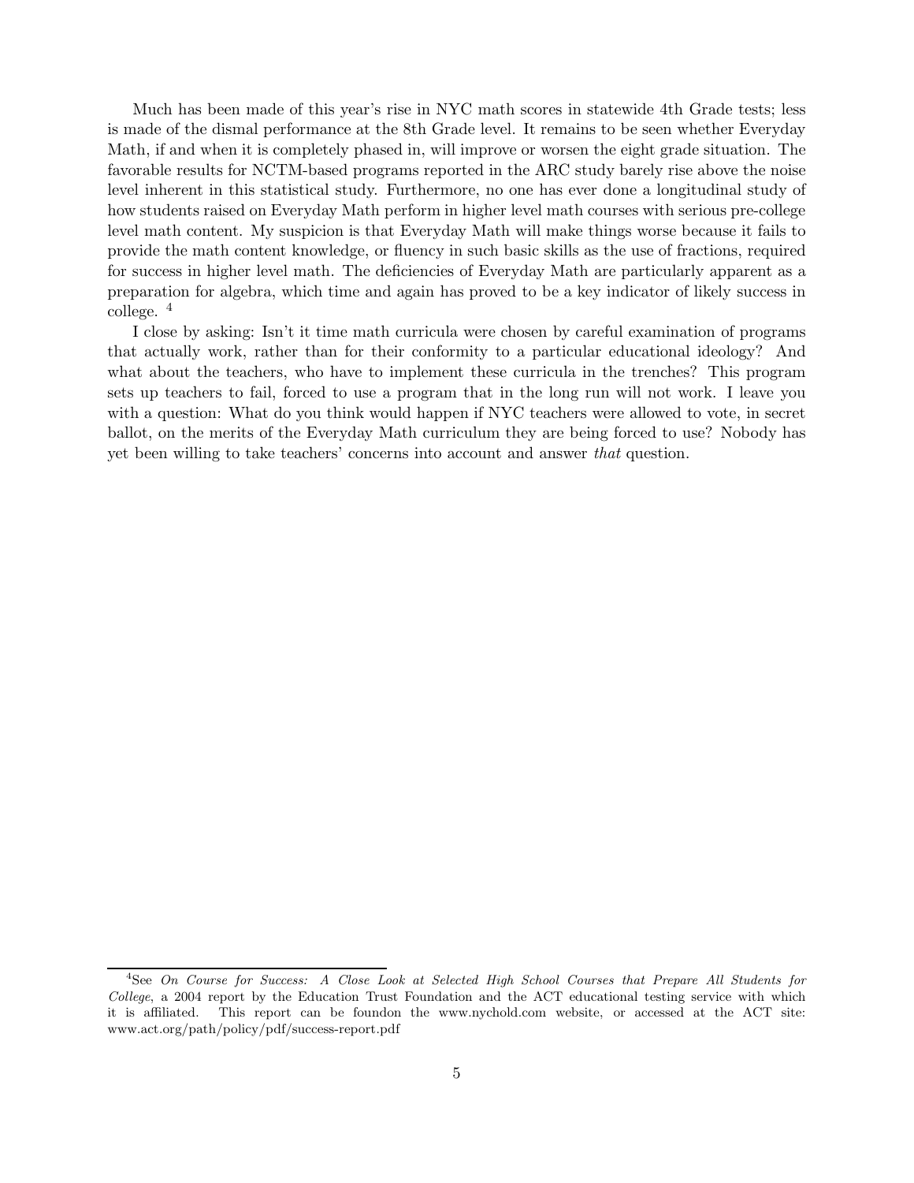Much has been made of this year's rise in NYC math scores in statewide 4th Grade tests; less is made of the dismal performance at the 8th Grade level. It remains to be seen whether Everyday Math, if and when it is completely phased in, will improve or worsen the eight grade situation. The favorable results for NCTM-based programs reported in the ARC study barely rise above the noise level inherent in this statistical study. Furthermore, no one has ever done a longitudinal study of how students raised on Everyday Math perform in higher level math courses with serious pre-college level math content. My suspicion is that Everyday Math will make things worse because it fails to provide the math content knowledge, or fluency in such basic skills as the use of fractions, required for success in higher level math. The deficiencies of Everyday Math are particularly apparent as a preparation for algebra, which time and again has proved to be a key indicator of likely success in college. [4]

I close by asking: Isn't it time math curricula were chosen by careful examination of programs that actually work, rather than for their conformity to a particular educational ideology? And what about the teachers, who have to implement these curricula in the trenches? This program sets up teachers to fail, forced to use a program that in the long run will not work. I leave you with a question: What do you think would happen if NYC teachers were allowed to vote, in secret ballot, on the merits of the Everyday Math curriculum they are being forced to use? Nobody has yet been willing to take teachers' concerns into account and answer *that* question.

---

[4]See *On Course for Success: A Close Look at Selected High School Courses that Prepare All Students for College*, a 2004 report by the Education Trust Foundation and the ACT educational testing service with which it is affiliated. This report can be foundon the www.nychold.com website, or accessed at the ACT site: www.act.org/path/policy/pdf/success-report.pdf